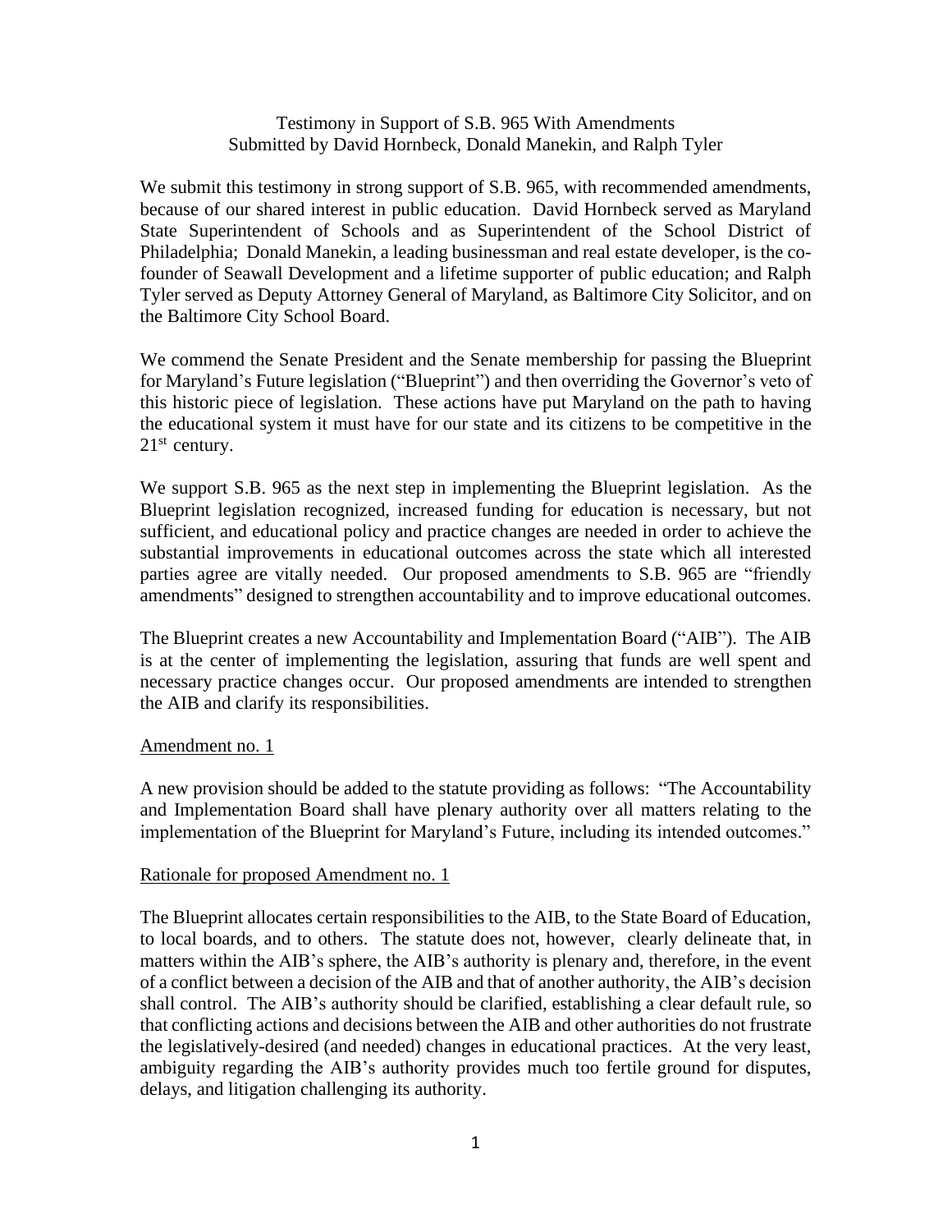Testimony in Support of S.B. 965 With Amendments
Submitted by David Hornbeck, Donald Manekin, and Ralph Tyler

We submit this testimony in strong support of S.B. 965, with recommended amendments, because of our shared interest in public education. David Hornbeck served as Maryland State Superintendent of Schools and as Superintendent of the School District of Philadelphia; Donald Manekin, a leading businessman and real estate developer, is the co-founder of Seawall Development and a lifetime supporter of public education; and Ralph Tyler served as Deputy Attorney General of Maryland, as Baltimore City Solicitor, and on the Baltimore City School Board.

We commend the Senate President and the Senate membership for passing the Blueprint for Maryland's Future legislation ("Blueprint") and then overriding the Governor's veto of this historic piece of legislation. These actions have put Maryland on the path to having the educational system it must have for our state and its citizens to be competitive in the 21st century.

We support S.B. 965 as the next step in implementing the Blueprint legislation. As the Blueprint legislation recognized, increased funding for education is necessary, but not sufficient, and educational policy and practice changes are needed in order to achieve the substantial improvements in educational outcomes across the state which all interested parties agree are vitally needed. Our proposed amendments to S.B. 965 are "friendly amendments" designed to strengthen accountability and to improve educational outcomes.

The Blueprint creates a new Accountability and Implementation Board ("AIB"). The AIB is at the center of implementing the legislation, assuring that funds are well spent and necessary practice changes occur. Our proposed amendments are intended to strengthen the AIB and clarify its responsibilities.

<u>Amendment no. 1</u>

A new provision should be added to the statute providing as follows: "The Accountability and Implementation Board shall have plenary authority over all matters relating to the implementation of the Blueprint for Maryland's Future, including its intended outcomes."

<u>Rationale for proposed Amendment no. 1</u>

The Blueprint allocates certain responsibilities to the AIB, to the State Board of Education, to local boards, and to others. The statute does not, however, clearly delineate that, in matters within the AIB's sphere, the AIB's authority is plenary and, therefore, in the event of a conflict between a decision of the AIB and that of another authority, the AIB's decision shall control. The AIB's authority should be clarified, establishing a clear default rule, so that conflicting actions and decisions between the AIB and other authorities do not frustrate the legislatively-desired (and needed) changes in educational practices. At the very least, ambiguity regarding the AIB's authority provides much too fertile ground for disputes, delays, and litigation challenging its authority.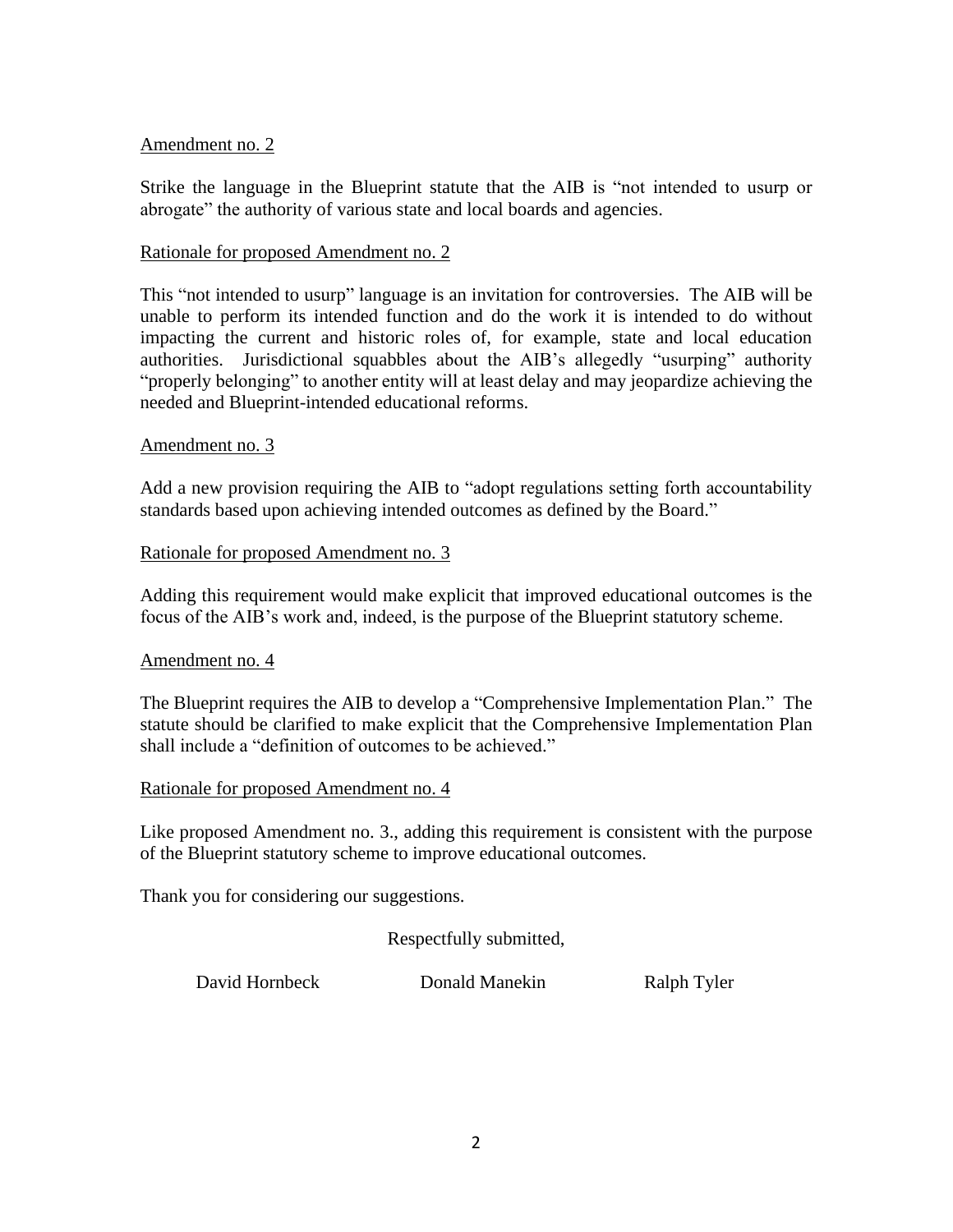Amendment no. 2

Strike the language in the Blueprint statute that the AIB is "not intended to usurp or abrogate" the authority of various state and local boards and agencies.

Rationale for proposed Amendment no. 2

This "not intended to usurp" language is an invitation for controversies. The AIB will be unable to perform its intended function and do the work it is intended to do without impacting the current and historic roles of, for example, state and local education authorities. Jurisdictional squabbles about the AIB's allegedly "usurping" authority "properly belonging" to another entity will at least delay and may jeopardize achieving the needed and Blueprint-intended educational reforms.

Amendment no. 3

Add a new provision requiring the AIB to "adopt regulations setting forth accountability standards based upon achieving intended outcomes as defined by the Board."

Rationale for proposed Amendment no. 3

Adding this requirement would make explicit that improved educational outcomes is the focus of the AIB's work and, indeed, is the purpose of the Blueprint statutory scheme.

Amendment no. 4

The Blueprint requires the AIB to develop a "Comprehensive Implementation Plan." The statute should be clarified to make explicit that the Comprehensive Implementation Plan shall include a "definition of outcomes to be achieved."

Rationale for proposed Amendment no. 4

Like proposed Amendment no. 3., adding this requirement is consistent with the purpose of the Blueprint statutory scheme to improve educational outcomes.

Thank you for considering our suggestions.

Respectfully submitted,

David Hornbeck Donald Manekin Ralph Tyler